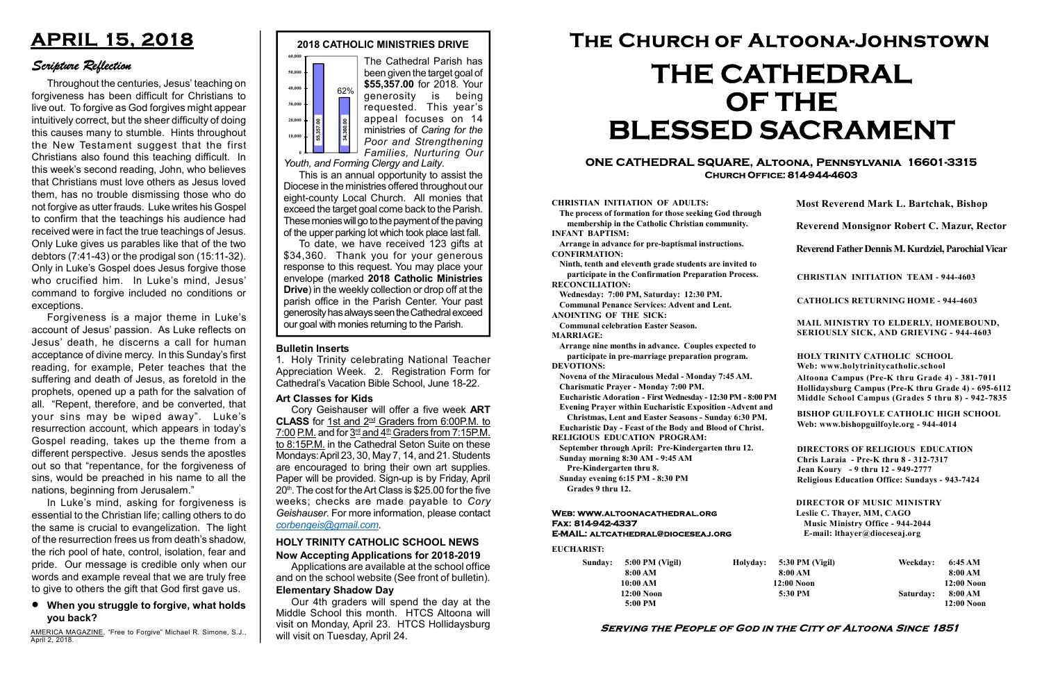# APRIL 15, 2018

## Scripture Reflection

Throughout the centuries, Jesus' teaching on forgiveness has been difficult for Christians to live out. To forgive as God forgives might appear intuitively correct, but the sheer difficulty of doing this causes many to stumble. Hints throughout the New Testament suggest that the first Christians also found this teaching difficult. In this week's second reading, John, who believes that Christians must love others as Jesus loved them, has no trouble dismissing those who do not forgive as utter frauds. Luke writes his Gospel to confirm that the teachings his audience had received were in fact the true teachings of Jesus. Only Luke gives us parables like that of the two debtors (7:41-43) or the prodigal son (15:11-32). Only in Luke's Gospel does Jesus forgive those who crucified him. In Luke's mind, Jesus' command to forgive included no conditions or exceptions.

Forgiveness is a major theme in Luke's account of Jesus' passion. As Luke reflects on Jesus' death, he discerns a call for human acceptance of divine mercy. In this Sunday's first reading, for example, Peter teaches that the suffering and death of Jesus, as foretold in the prophets, opened up a path for the salvation of all. "Repent, therefore, and be converted, that your sins may be wiped away". Luke's resurrection account, which appears in today's Gospel reading, takes up the theme from a different perspective. Jesus sends the apostles out so that "repentance, for the forgiveness of sins, would be preached in his name to all the nations, beginning from Jerusalem."

In Luke's mind, asking for forgiveness is essential to the Christian life; calling others to do the same is crucial to evangelization. The light of the resurrection frees us from death's shadow, the rich pool of hate, control, isolation, fear and pride. Our message is credible only when our words and example reveal that we are truly free to give to others the gift that God first gave us.

- **When you struggle to forgive, what holds you back?**

AMERICA MAGAZINE, "Free to Forgive" Michael R. Simone, S.J., April 2, 2018.

## 2018 CATHOLIC MINISTRIES DRIVE

(Chart: target 55,357.00; received 34,360.00 — 62%)

The Cathedral Parish has been given the target goal of **$55,357.00** for 2018. Your generosity is being requested. This year's appeal focuses on 14 ministries of *Caring for the Poor and Strengthening Families, Nurturing Our Youth, and Forming Clergy and Laity*.

This is an annual opportunity to assist the Diocese in the ministries offered throughout our eight-county Local Church. All monies that exceed the target goal come back to the Parish. These monies will go to the payment of the paving of the upper parking lot which took place last fall.

To date, we have received 123 gifts at $34,360. Thank you for your generous response to this request. You may place your envelope (marked **2018 Catholic Ministries Drive**) in the weekly collection or drop off at the parish office in the Parish Center. Your past generosity has always seen the Cathedral exceed our goal with monies returning to the Parish.

### Bulletin Inserts

1. Holy Trinity celebrating National Teacher Appreciation Week. 2. Registration Form for Cathedral's Vacation Bible School, June 18-22.

### Art Classes for Kids

Cory Geishauser will offer a five week **ART CLASS** for 1st and 2nd Graders from 6:00P.M. to 7:00 P.M. and for 3rd and 4th Graders from 7:15P.M. to 8:15P.M. in the Cathedral Seton Suite on these Mondays: April 23, 30, May 7, 14, and 21. Students are encouraged to bring their own art supplies. Paper will be provided. Sign-up is by Friday, April 20th. The cost for the Art Class is $25.00 for the five weeks; checks are made payable to *Cory Geishauser*. For more information, please contact *corbengeis@gmail.com*.

### HOLY TRINITY CATHOLIC SCHOOL NEWS

**Now Accepting Applications for 2018-2019**

Applications are available at the school office and on the school website (See front of bulletin).

**Elementary Shadow Day**

Our 4th graders will spend the day at the Middle School this month. HTCS Altoona will visit on Monday, April 23. HTCS Hollidaysburg will visit on Tuesday, April 24.

# The Church of Altoona-Johnstown
# THE CATHEDRAL OF THE BLESSED SACRAMENT

**ONE CATHEDRAL SQUARE, Altoona, Pennsylvania 16601-3315**
**Church Office: 814-944-4603**

**CHRISTIAN INITIATION OF ADULTS:**
The process of formation for those seeking God through membership in the Catholic Christian community.

**INFANT BAPTISM:**
Arrange in advance for pre-baptismal instructions.

**CONFIRMATION:**
Ninth, tenth and eleventh grade students are invited to participate in the Confirmation Preparation Process.

**RECONCILIATION:**
Wednesday: 7:00 PM, Saturday: 12:30 PM.
Communal Penance Services: Advent and Lent.

**ANOINTING OF THE SICK:**
Communal celebration Easter Season.

**MARRIAGE:**
Arrange nine months in advance. Couples expected to participate in pre-marriage preparation program.

**DEVOTIONS:**
Novena of the Miraculous Medal - Monday 7:45 AM.
Charismatic Prayer - Monday 7:00 PM.
Eucharistic Adoration - First Wednesday - 12:30 PM - 8:00 PM
Evening Prayer within Eucharistic Exposition -Advent and Christmas, Lent and Easter Seasons - Sunday 6:30 PM.
Eucharistic Day - Feast of the Body and Blood of Christ.

**RELIGIOUS EDUCATION PROGRAM:**
September through April: Pre-Kindergarten thru 12.
Sunday morning 8:30 AM - 9:45 AM
Pre-Kindergarten thru 8.
Sunday evening 6:15 PM - 8:30 PM
Grades 9 thru 12.

**Most Reverend Mark L. Bartchak, Bishop**

**Reverend Monsignor Robert C. Mazur, Rector**

**Reverend Father Dennis M. Kurdziel, Parochial Vicar**

**CHRISTIAN INITIATION TEAM - 944-4603**

**CATHOLICS RETURNING HOME - 944-4603**

**MAIL MINISTRY TO ELDERLY, HOMEBOUND, SERIOUSLY SICK, AND GRIEVING - 944-4603**

**HOLY TRINITY CATHOLIC SCHOOL**
Web: www.holytrinitycatholic.school
Altoona Campus (Pre-K thru Grade 4) - 381-7011
Hollidaysburg Campus (Pre-K thru Grade 4) - 695-6112
Middle School Campus (Grades 5 thru 8) - 942-7835

**BISHOP GUILFOYLE CATHOLIC HIGH SCHOOL**
Web: www.bishopguilfoyle.org - 944-4014

**DIRECTORS OF RELIGIOUS EDUCATION**
Chris Laraia - Pre-K thru 8 - 312-7317
Jean Koury - 9 thru 12 - 949-2777
Religious Education Office: Sundays - 943-7424

**DIRECTOR OF MUSIC MINISTRY**
Leslie C. Thayer, MM, CAGO
Music Ministry Office - 944-2044
E-mail: lthayer@dioceseaj.org

**Web: www.altoonacathedral.org**
**Fax: 814-942-4337**
**E-MAIL: altcathedral@dioceseaj.org**

**EUCHARIST:**

| Sunday: | 5:00 PM (Vigil) | Holyday: | 5:30 PM (Vigil) | Weekday: | 6:45 AM |
|---|---|---|---|---|---|
| | 8:00 AM | | 8:00 AM | | 8:00 AM |
| | 10:00 AM | | 12:00 Noon | | 12:00 Noon |
| | 12:00 Noon | | 5:30 PM | Saturday: | 8:00 AM |
| | 5:00 PM | | | | 12:00 Noon |

**Serving the People of God in the City of Altoona Since 1851**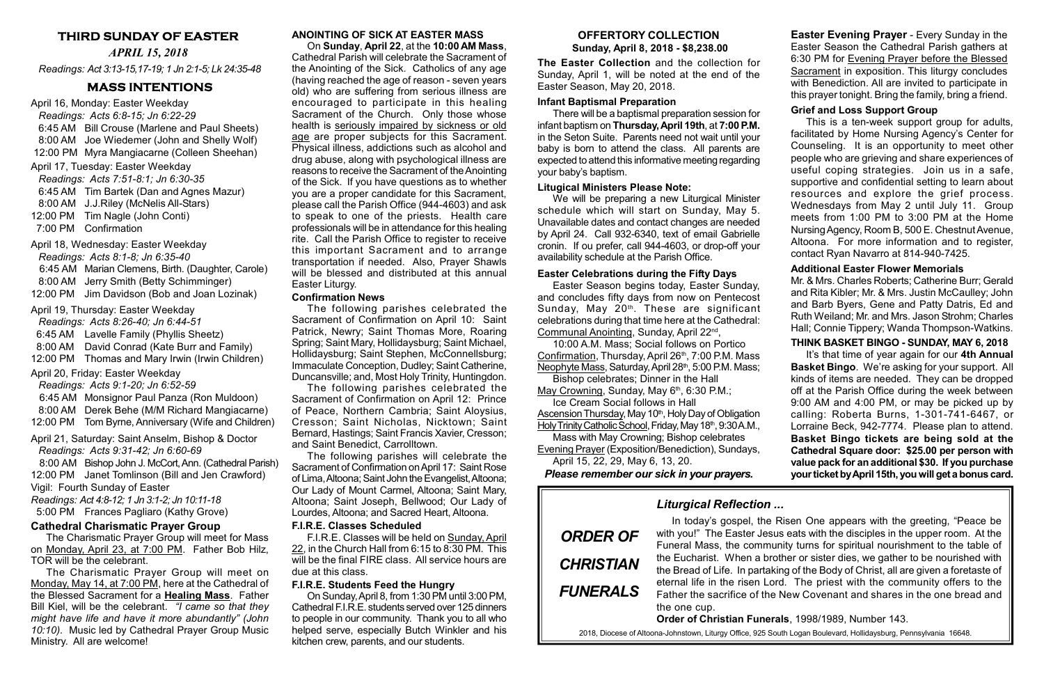# THIRD SUNDAY OF EASTER

*APRIL 15, 2018*

*Readings: Act 3:13-15,17-19; 1 Jn 2:1-5; Lk 24:35-48*

## MASS INTENTIONS

April 16, Monday: Easter Weekday
*Readings: Acts 6:8-15; Jn 6:22-29*
6:45 AM Bill Crouse (Marlene and Paul Sheets)
8:00 AM Joe Wiedemer (John and Shelly Wolf)
12:00 PM Myra Mangiacarne (Colleen Sheehan)

April 17, Tuesday: Easter Weekday
*Readings: Acts 7:51-8:1; Jn 6:30-35*
6:45 AM Tim Bartek (Dan and Agnes Mazur)
8:00 AM J.J.Riley (McNelis All-Stars)
12:00 PM Tim Nagle (John Conti)
7:00 PM Confirmation

April 18, Wednesday: Easter Weekday
*Readings: Acts 8:1-8; Jn 6:35-40*
6:45 AM Marian Clemens, Birth. (Daughter, Carole)
8:00 AM Jerry Smith (Betty Schimminger)
12:00 PM Jim Davidson (Bob and Joan Lozinak)

April 19, Thursday: Easter Weekday
*Readings: Acts 8:26-40; Jn 6:44-51*
6:45 AM Lavelle Family (Phyllis Sheetz)
8:00 AM David Conrad (Kate Burr and Family)
12:00 PM Thomas and Mary Irwin (Irwin Children)

April 20, Friday: Easter Weekday
*Readings: Acts 9:1-20; Jn 6:52-59*
6:45 AM Monsignor Paul Panza (Ron Muldoon)
8:00 AM Derek Behe (M/M Richard Mangiacarne)
12:00 PM Tom Byrne, Anniversary (Wife and Children)

April 21, Saturday: Saint Anselm, Bishop & Doctor
*Readings: Acts 9:31-42; Jn 6:60-69*
8:00 AM Bishop John J. McCort, Ann. (Cathedral Parish)
12:00 PM Janet Tomlinson (Bill and Jen Crawford)
Vigil: Fourth Sunday of Easter
*Readings: Act 4:8-12; 1 Jn 3:1-2; Jn 10:11-18*
5:00 PM Frances Pagliaro (Kathy Grove)

### Cathedral Charismatic Prayer Group

The Charismatic Prayer Group will meet for Mass on Monday, April 23, at 7:00 PM. Father Bob Hilz, TOR will be the celebrant.

The Charismatic Prayer Group will meet on Monday, May 14, at 7:00 PM, here at the Cathedral of the Blessed Sacrament for a **Healing Mass**. Father Bill Kiel, will be the celebrant. *"I came so that they might have life and have it more abundantly" (John 10:10).* Music led by Cathedral Prayer Group Music Ministry. All are welcome!

### ANOINTING OF SICK AT EASTER MASS

On **Sunday**, **April 22**, at the **10:00 AM Mass**, Cathedral Parish will celebrate the Sacrament of the Anointing of the Sick. Catholics of any age (having reached the age of reason - seven years old) who are suffering from serious illness are encouraged to participate in this healing Sacrament of the Church. Only those whose health is seriously impaired by sickness or old age are proper subjects for this Sacrament. Physical illness, addictions such as alcohol and drug abuse, along with psychological illness are reasons to receive the Sacrament of the Anointing of the Sick. If you have questions as to whether you are a proper candidate for this Sacrament, please call the Parish Office (944-4603) and ask to speak to one of the priests. Health care professionals will be in attendance for this healing rite. Call the Parish Office to register to receive this important Sacrament and to arrange transportation if needed. Also, Prayer Shawls will be blessed and distributed at this annual Easter Liturgy.

### Confirmation News

The following parishes celebrated the Sacrament of Confirmation on April 10: Saint Patrick, Newry; Saint Thomas More, Roaring Spring; Saint Mary, Hollidaysburg; Saint Michael, Hollidaysburg; Saint Stephen, McConnellsburg; Immaculate Conception, Dudley; Saint Catherine, Duncansville; and, Most Holy Trinity, Huntingdon.

The following parishes celebrated the Sacrament of Confirmation on April 12: Prince of Peace, Northern Cambria; Saint Aloysius, Cresson; Saint Nicholas, Nicktown; Saint Bernard, Hastings; Saint Francis Xavier, Cresson; and Saint Benedict, Carrolltown.

The following parishes will celebrate the Sacrament of Confirmation on April 17: Saint Rose of Lima, Altoona; Saint John the Evangelist, Altoona; Our Lady of Mount Carmel, Altoona; Saint Mary, Altoona; Saint Joseph, Bellwood; Our Lady of Lourdes, Altoona; and Sacred Heart, Altoona.

### F.I.R.E. Classes Scheduled

F.I.R.E. Classes will be held on Sunday, April 22, in the Church Hall from 6:15 to 8:30 PM. This will be the final FIRE class. All service hours are due at this class.

### F.I.R.E. Students Feed the Hungry

On Sunday, April 8, from 1:30 PM until 3:00 PM, Cathedral F.I.R.E. students served over 125 dinners to people in our community. Thank you to all who helped serve, especially Butch Winkler and his kitchen crew, parents, and our students.

### OFFERTORY COLLECTION
**Sunday, April 8, 2018 - $8,238.00**

**The Easter Collection** and the collection for Sunday, April 1, will be noted at the end of the Easter Season, May 20, 2018.

### Infant Baptismal Preparation

There will be a baptismal preparation session for infant baptism on **Thursday, April 19th**, at **7:00 P.M.** in the Seton Suite. Parents need not wait until your baby is born to attend the class. All parents are expected to attend this informative meeting regarding your baby's baptism.

### Litugical Ministers Please Note:

We will be preparing a new Liturgical Minister schedule which will start on Sunday, May 5. Unavailable dates and contact changes are needed by April 24. Call 932-6340, text of email Gabrielle cronin. If ou prefer, call 944-4603, or drop-off your availability schedule at the Parish Office.

### Easter Celebrations during the Fifty Days

Easter Season begins today, Easter Sunday, and concludes fifty days from now on Pentecost Sunday, May 20th. These are significant celebrations during that time here at the Cathedral:
Communal Anointing, Sunday, April 22nd,
10:00 A.M. Mass; Social follows on Portico
Confirmation, Thursday, April 26th, 7:00 P.M. Mass
Neophyte Mass, Saturday, April 28th, 5:00 P.M. Mass;
Bishop celebrates; Dinner in the Hall
May Crowning, Sunday, May 6th, 6:30 P.M.;
Ice Cream Social follows in Hall
Ascension Thursday, May 10th, Holy Day of Obligation
Holy Trinity Catholic School, Friday, May 18th, 9:30 A.M.,
Mass with May Crowning; Bishop celebrates
Evening Prayer (Exposition/Benediction), Sundays,
April 15, 22, 29, May 6, 13, 20.

***Please remember our sick in your prayers.***

**Easter Evening Prayer** - Every Sunday in the Easter Season the Cathedral Parish gathers at 6:30 PM for Evening Prayer before the Blessed Sacrament in exposition. This liturgy concludes with Benediction. All are invited to participate in this prayer tonight. Bring the family, bring a friend.

### Grief and Loss Support Group

This is a ten-week support group for adults, facilitated by Home Nursing Agency's Center for Counseling. It is an opportunity to meet other people who are grieving and share experiences of useful coping strategies. Join us in a safe, supportive and confidential setting to learn about resources and explore the grief process. Wednesdays from May 2 until July 11. Group meets from 1:00 PM to 3:00 PM at the Home Nursing Agency, Room B, 500 E. Chestnut Avenue, Altoona. For more information and to register, contact Ryan Navarro at 814-940-7425.

### Additional Easter Flower Memorials

Mr. & Mrs. Charles Roberts; Catherine Burr; Gerald and Rita Kibler; Mr. & Mrs. Justin McCaulley; John and Barb Byers, Gene and Patty Datris, Ed and Ruth Weiland; Mr. and Mrs. Jason Strohm; Charles Hall; Connie Tippery; Wanda Thompson-Watkins.

### THINK BASKET BINGO - SUNDAY, MAY 6, 2018

It's that time of year again for our **4th Annual Basket Bingo**. We're asking for your support. All kinds of items are needed. They can be dropped off at the Parish Office during the week between 9:00 AM and 4:00 PM, or may be picked up by calling: Roberta Burns, 1-301-741-6467, or Lorraine Beck, 942-7774. Please plan to attend. **Basket Bingo tickets are being sold at the Cathedral Square door: $25.00 per person with value pack for an additional $30. If you purchase your ticket by April 15th, you will get a bonus card.**

## *Liturgical Reflection ...*

***ORDER OF CHRISTIAN FUNERALS***

In today's gospel, the Risen One appears with the greeting, "Peace be with you!" The Easter Jesus eats with the disciples in the upper room. At the Funeral Mass, the community turns for spiritual nourishment to the table of the Eucharist. When a brother or sister dies, we gather to be nourished with the Bread of Life. In partaking of the Body of Christ, all are given a foretaste of eternal life in the risen Lord. The priest with the community offers to the Father the sacrifice of the New Covenant and shares in the one bread and the one cup.

**Order of Christian Funerals**, 1998/1989, Number 143.

2018, Diocese of Altoona-Johnstown, Liturgy Office, 925 South Logan Boulevard, Hollidaysburg, Pennsylvania 16648.